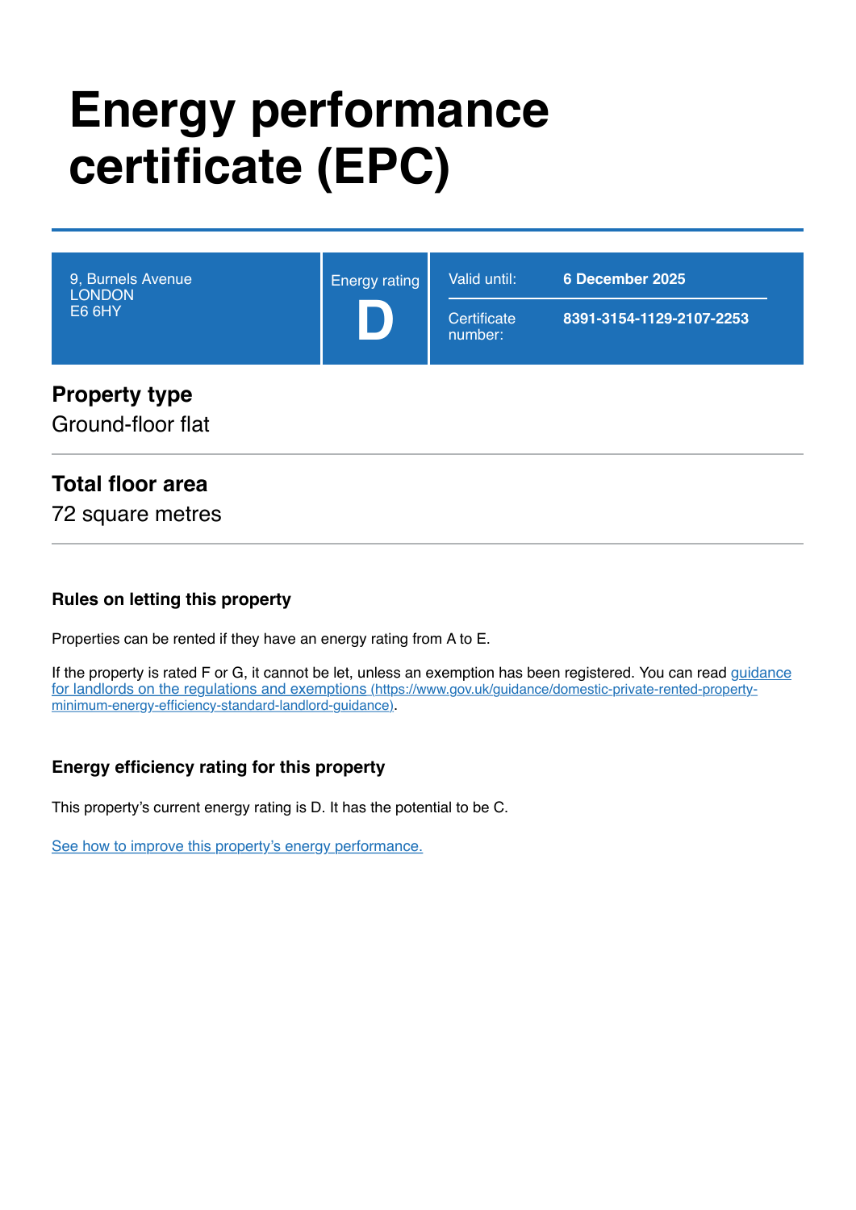# Energy performance certificate (EPC)

| | | | |
|---|---|---|---|
| 9, Burnels Avenue<br>LONDON<br>E6 6HY | Energy rating<br>**D** | Valid until: | **6 December 2025** |
| | | Certificate number: | **8391-3154-1129-2107-2253** |

## Property type

Ground-floor flat

## Total floor area

72 square metres

### Rules on letting this property

Properties can be rented if they have an energy rating from A to E.

If the property is rated F or G, it cannot be let, unless an exemption has been registered. You can read [guidance for landlords on the regulations and exemptions (https://www.gov.uk/guidance/domestic-private-rented-property-minimum-energy-efficiency-standard-landlord-guidance)](https://www.gov.uk/guidance/domestic-private-rented-property-minimum-energy-efficiency-standard-landlord-guidance).

### Energy efficiency rating for this property

This property's current energy rating is D. It has the potential to be C.

See how to improve this property's energy performance.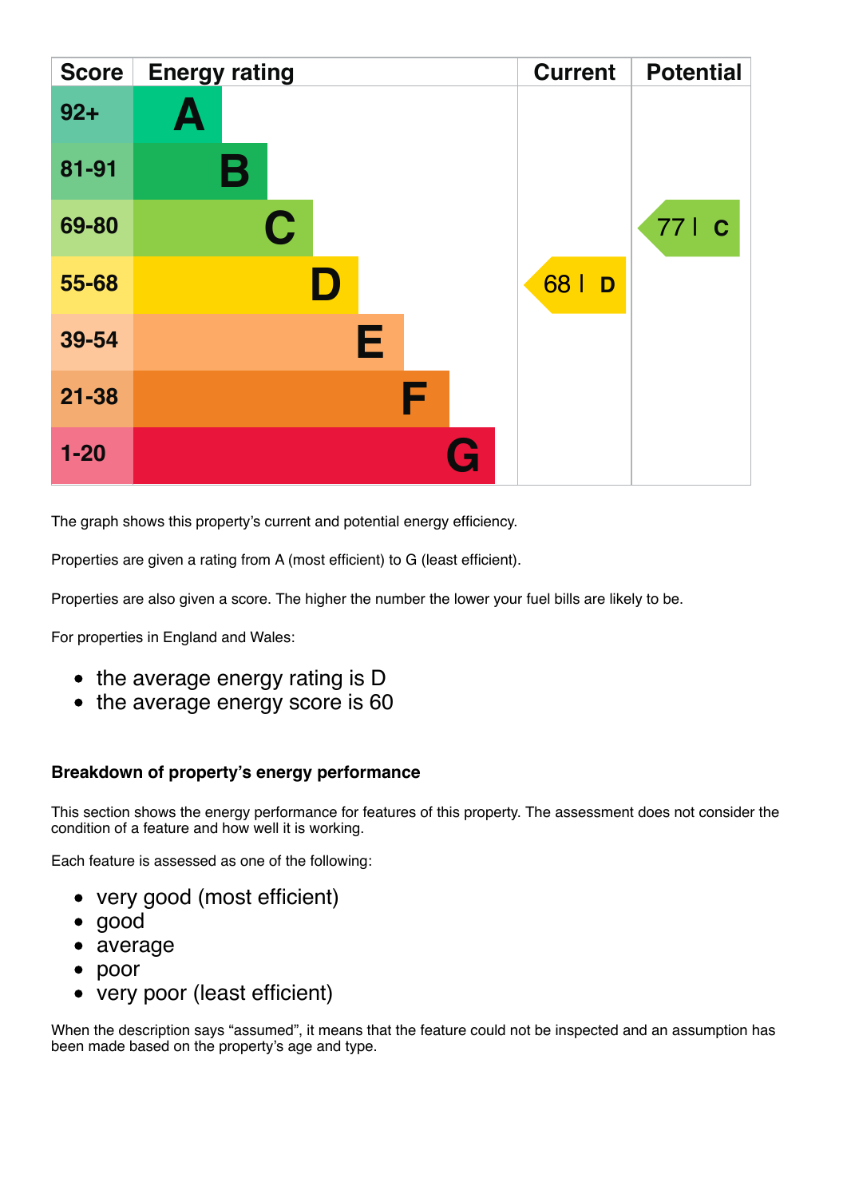Score | Energy rating | Current | Potential

92+ A

81-91 B

69-80 C

55-68 D

39-54 E

21-38 F

1-20 G

68 | D

77 | C

The graph shows this property's current and potential energy efficiency.

Properties are given a rating from A (most efficient) to G (least efficient).

Properties are also given a score. The higher the number the lower your fuel bills are likely to be.

For properties in England and Wales:

- the average energy rating is D
- the average energy score is 60

### Breakdown of property's energy performance

This section shows the energy performance for features of this property. The assessment does not consider the condition of a feature and how well it is working.

Each feature is assessed as one of the following:

- very good (most efficient)
- good
- average
- poor
- very poor (least efficient)

When the description says "assumed", it means that the feature could not be inspected and an assumption has been made based on the property's age and type.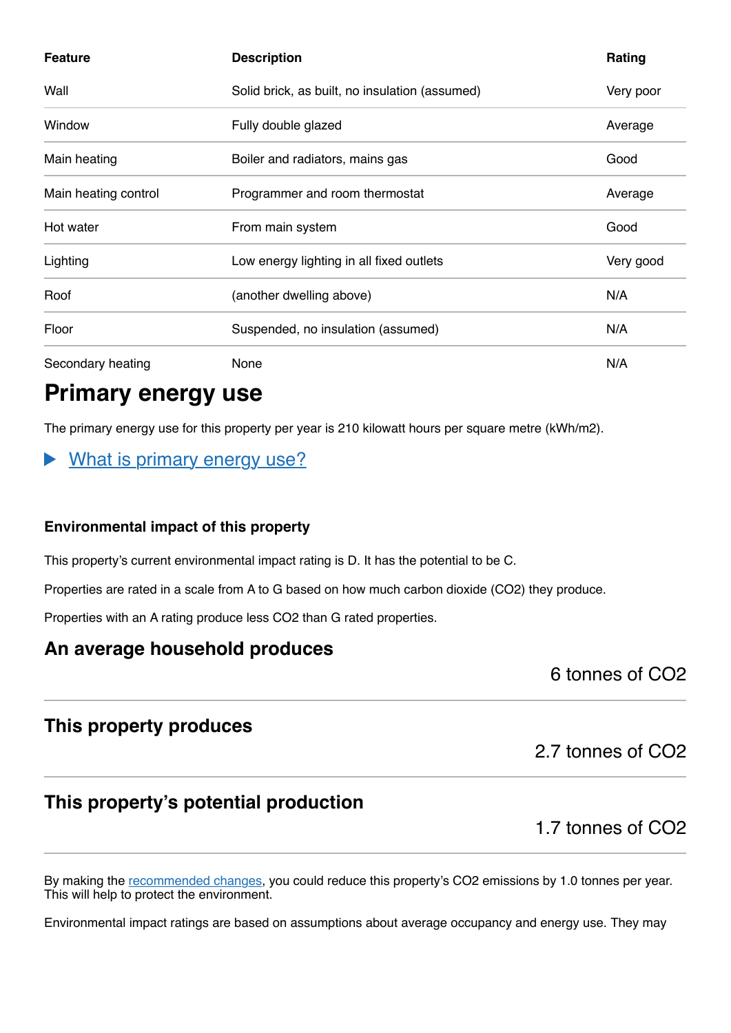| Feature | Description | Rating |
|---|---|---|
| Wall | Solid brick, as built, no insulation (assumed) | Very poor |
| Window | Fully double glazed | Average |
| Main heating | Boiler and radiators, mains gas | Good |
| Main heating control | Programmer and room thermostat | Average |
| Hot water | From main system | Good |
| Lighting | Low energy lighting in all fixed outlets | Very good |
| Roof | (another dwelling above) | N/A |
| Floor | Suspended, no insulation (assumed) | N/A |
| Secondary heating | None | N/A |

# Primary energy use

The primary energy use for this property per year is 210 kilowatt hours per square metre (kWh/m2).

▶ What is primary energy use?

### Environmental impact of this property

This property's current environmental impact rating is D. It has the potential to be C.

Properties are rated in a scale from A to G based on how much carbon dioxide ($CO_2$) they produce.

Properties with an A rating produce less $CO_2$ than G rated properties.

## An average household produces

6 tonnes of $CO_2$

## This property produces

2.7 tonnes of $CO_2$

## This property's potential production

1.7 tonnes of $CO_2$

By making the recommended changes, you could reduce this property's $CO_2$ emissions by 1.0 tonnes per year. This will help to protect the environment.

Environmental impact ratings are based on assumptions about average occupancy and energy use. They may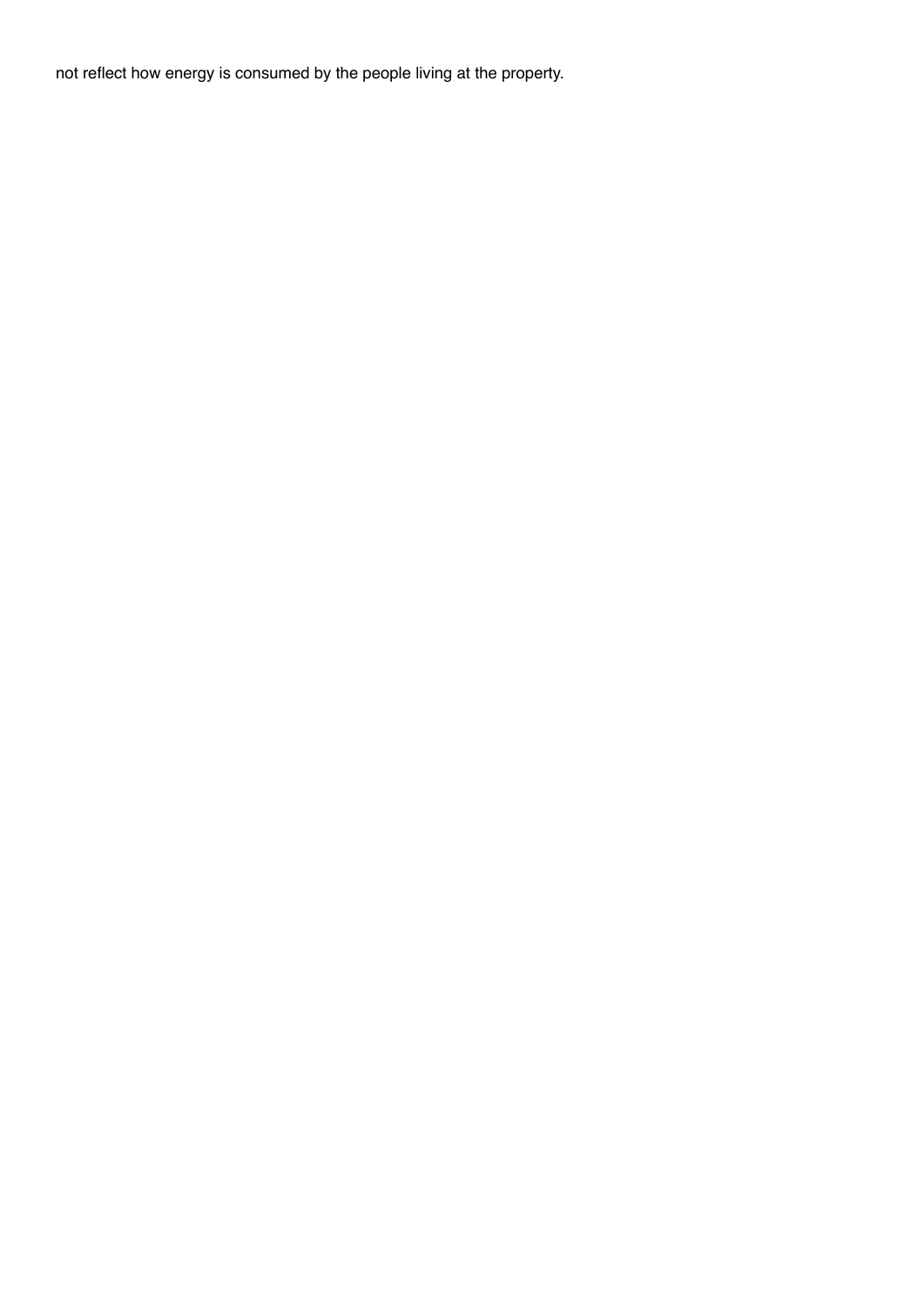not reflect how energy is consumed by the people living at the property.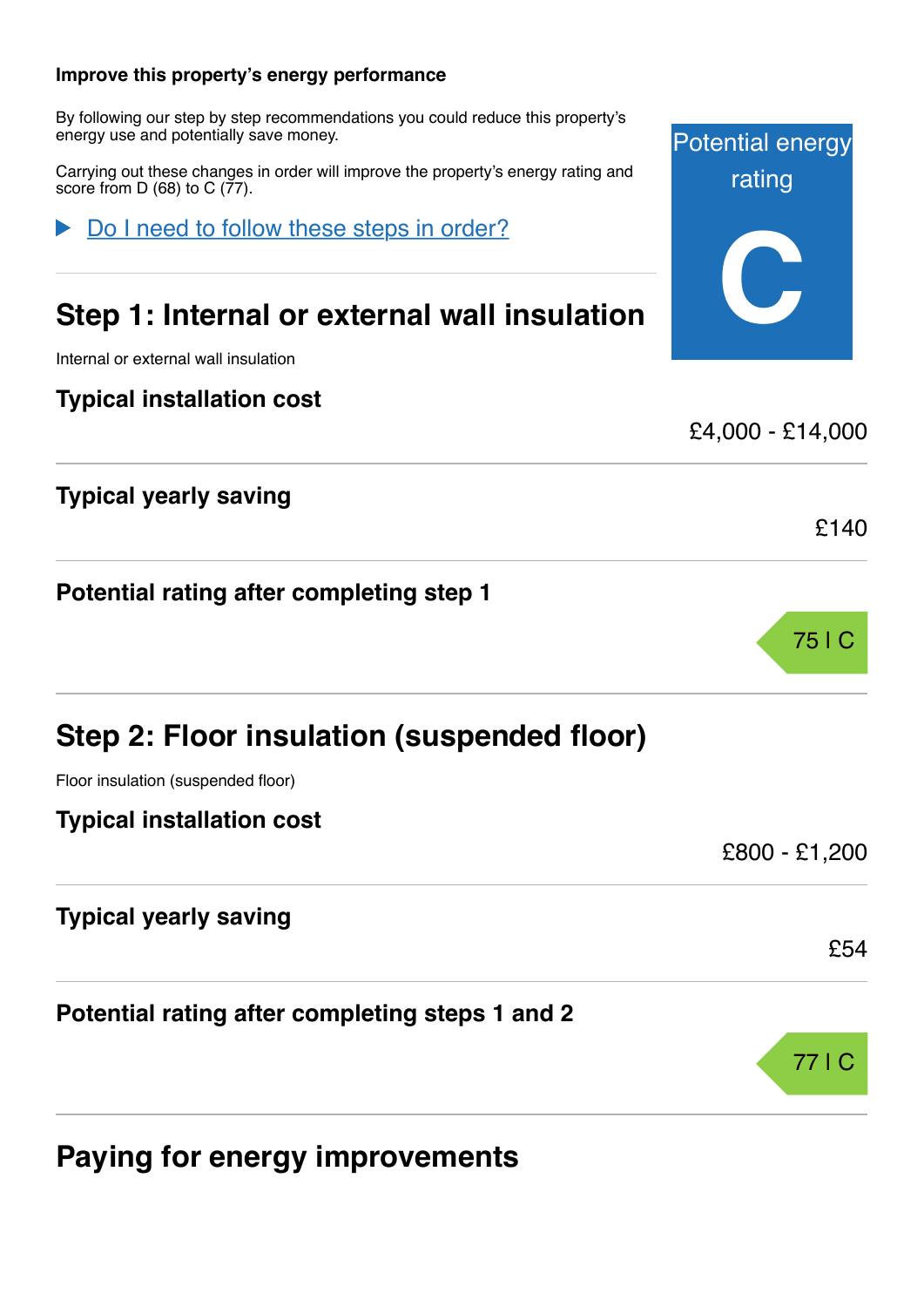### Improve this property's energy performance

By following our step by step recommendations you could reduce this property's energy use and potentially save money.

Carrying out these changes in order will improve the property's energy rating and score from D (68) to C (77).

Potential energy rating

**C**

▶ [Do I need to follow these steps in order?]()

## Step 1: Internal or external wall insulation

Internal or external wall insulation

| | |
|---|---|
| **Typical installation cost** | £4,000 - £14,000 |
| **Typical yearly saving** | £140 |
| **Potential rating after completing step 1** | 75 \| C |

## Step 2: Floor insulation (suspended floor)

Floor insulation (suspended floor)

| | |
|---|---|
| **Typical installation cost** | £800 - £1,200 |
| **Typical yearly saving** | £54 |
| **Potential rating after completing steps 1 and 2** | 77 \| C |

## Paying for energy improvements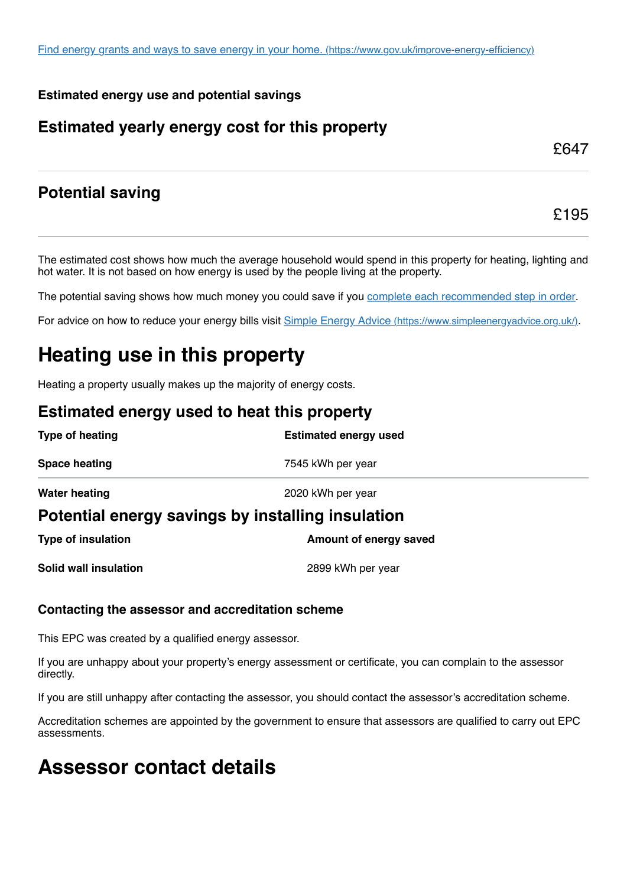[Find energy grants and ways to save energy in your home. (https://www.gov.uk/improve-energy-efficiency)](https://www.gov.uk/improve-energy-efficiency)

#### Estimated energy use and potential savings

### Estimated yearly energy cost for this property

£647

### Potential saving

£195

The estimated cost shows how much the average household would spend in this property for heating, lighting and hot water. It is not based on how energy is used by the people living at the property.

The potential saving shows how much money you could save if you complete each recommended step in order.

For advice on how to reduce your energy bills visit [Simple Energy Advice (https://www.simpleenergyadvice.org.uk/)](https://www.simpleenergyadvice.org.uk/).

# Heating use in this property

Heating a property usually makes up the majority of energy costs.

### Estimated energy used to heat this property

| Type of heating | Estimated energy used |
|---|---|
| **Space heating** | 7545 kWh per year |
| **Water heating** | 2020 kWh per year |

### Potential energy savings by installing insulation

| Type of insulation | Amount of energy saved |
|---|---|
| **Solid wall insulation** | 2899 kWh per year |

#### Contacting the assessor and accreditation scheme

This EPC was created by a qualified energy assessor.

If you are unhappy about your property's energy assessment or certificate, you can complain to the assessor directly.

If you are still unhappy after contacting the assessor, you should contact the assessor's accreditation scheme.

Accreditation schemes are appointed by the government to ensure that assessors are qualified to carry out EPC assessments.

# Assessor contact details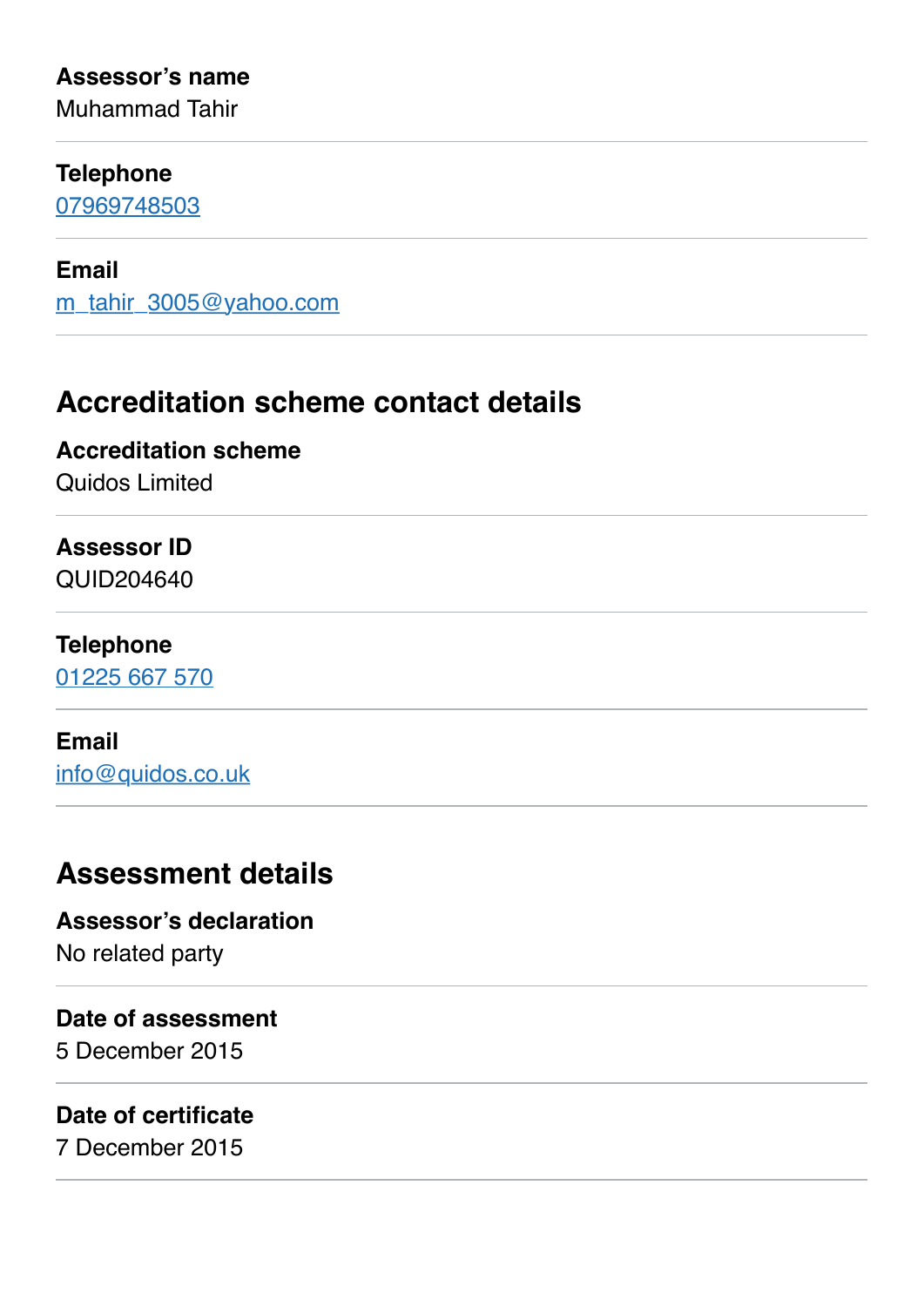**Assessor's name**
Muhammad Tahir

**Telephone**
07969748503

**Email**
m_tahir_3005@yahoo.com

## Accreditation scheme contact details

**Accreditation scheme**
Quidos Limited

**Assessor ID**
QUID204640

**Telephone**
01225 667 570

**Email**
info@quidos.co.uk

## Assessment details

**Assessor's declaration**
No related party

**Date of assessment**
5 December 2015

**Date of certificate**
7 December 2015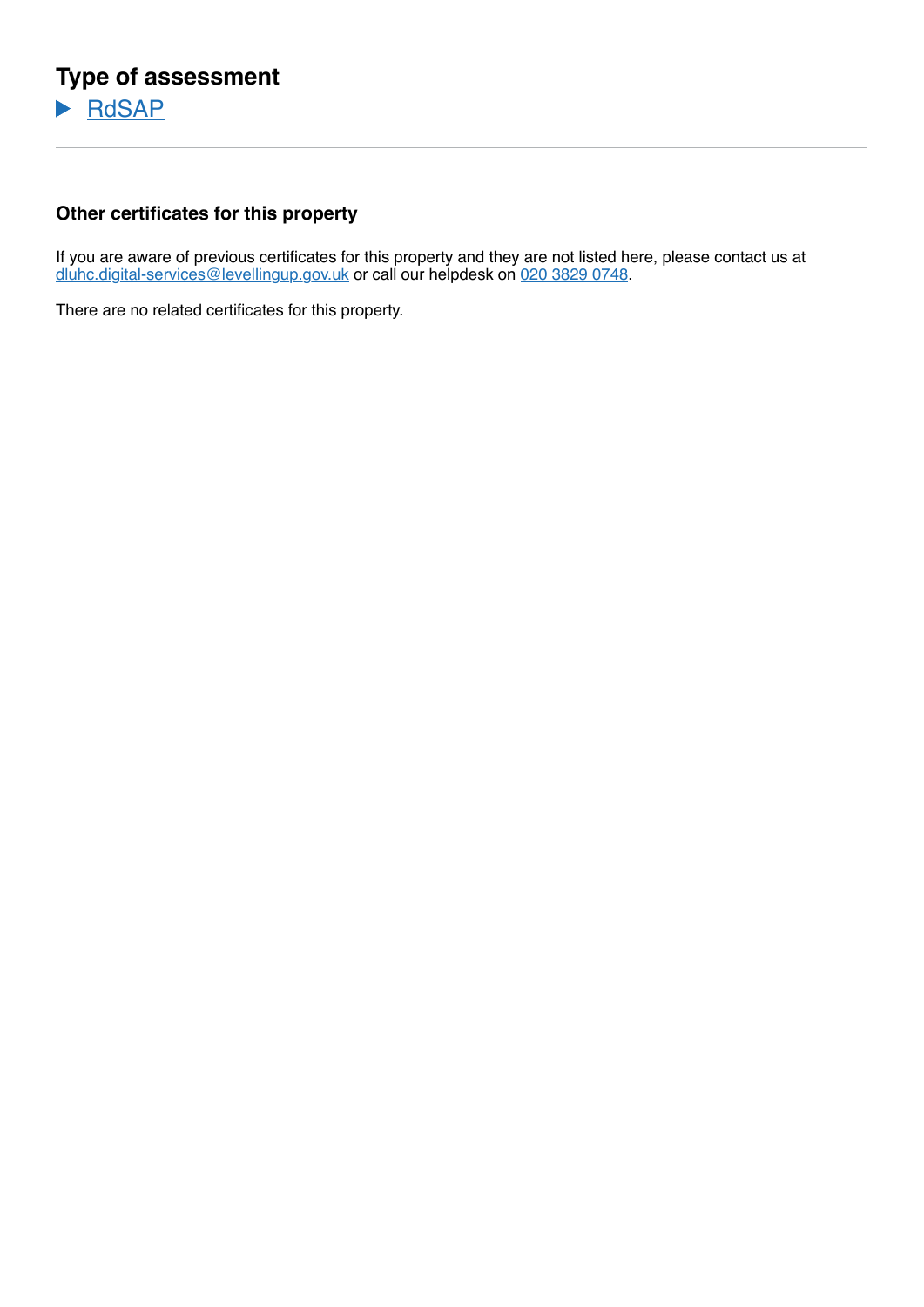## Type of assessment

▶ RdSAP

---

### Other certificates for this property

If you are aware of previous certificates for this property and they are not listed here, please contact us at dluhc.digital-services@levellingup.gov.uk or call our helpdesk on 020 3829 0748.

There are no related certificates for this property.